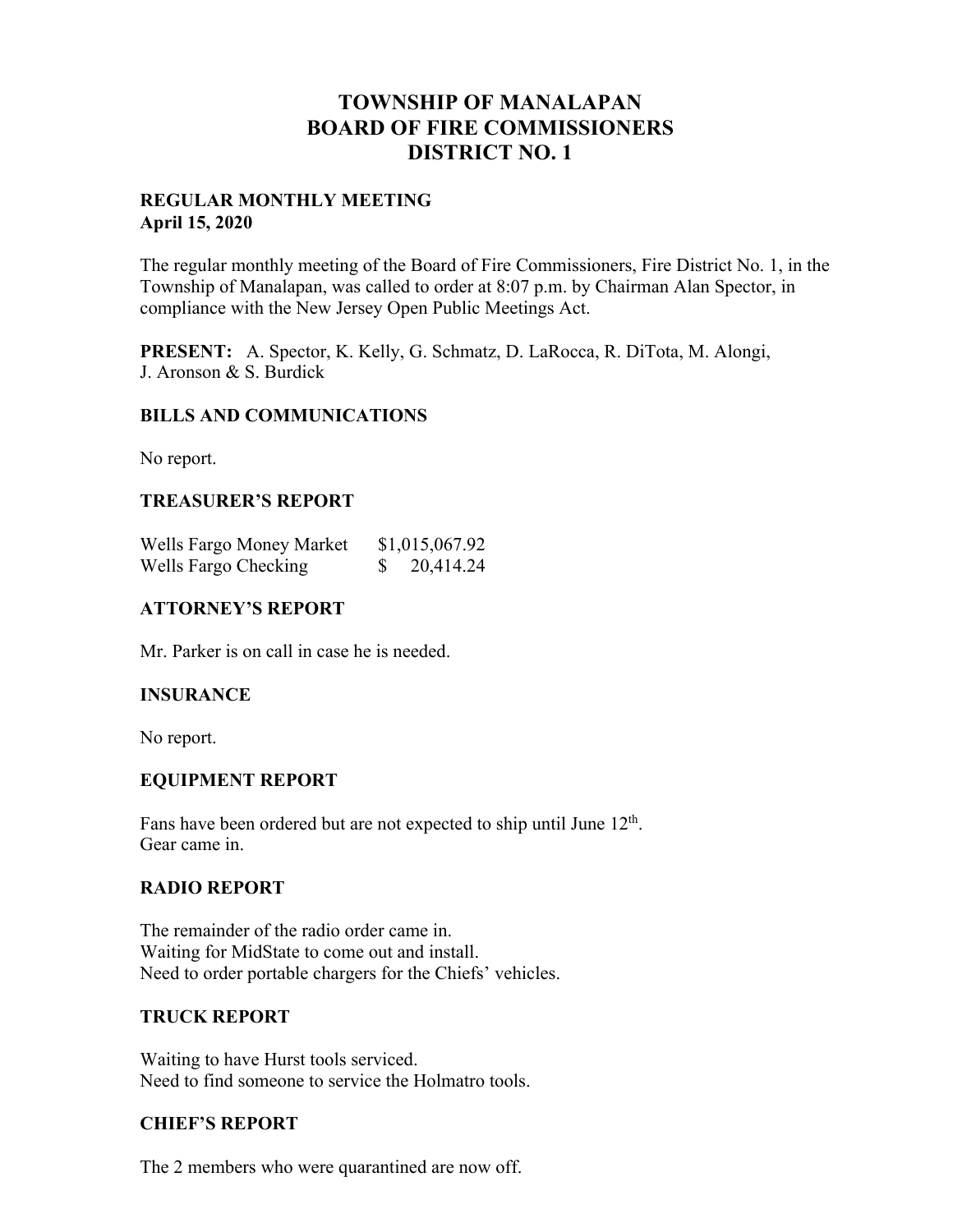# TOWNSHIP OF MANALAPAN
# BOARD OF FIRE COMMISSIONERS
# DISTRICT NO. 1

**REGULAR MONTHLY MEETING**
**April 15, 2020**

The regular monthly meeting of the Board of Fire Commissioners, Fire District No. 1, in the Township of Manalapan, was called to order at 8:07 p.m. by Chairman Alan Spector, in compliance with the New Jersey Open Public Meetings Act.

**PRESENT:** A. Spector, K. Kelly, G. Schmatz, D. LaRocca, R. DiTota, M. Alongi, J. Aronson & S. Burdick

### BILLS AND COMMUNICATIONS

No report.

### TREASURER'S REPORT

| | |
|---|---|
| Wells Fargo Money Market | $1,015,067.92 |
| Wells Fargo Checking | $ 20,414.24 |

### ATTORNEY'S REPORT

Mr. Parker is on call in case he is needed.

### INSURANCE

No report.

### EQUIPMENT REPORT

Fans have been ordered but are not expected to ship until June 12th.
Gear came in.

### RADIO REPORT

The remainder of the radio order came in.
Waiting for MidState to come out and install.
Need to order portable chargers for the Chiefs' vehicles.

### TRUCK REPORT

Waiting to have Hurst tools serviced.
Need to find someone to service the Holmatro tools.

### CHIEF'S REPORT

The 2 members who were quarantined are now off.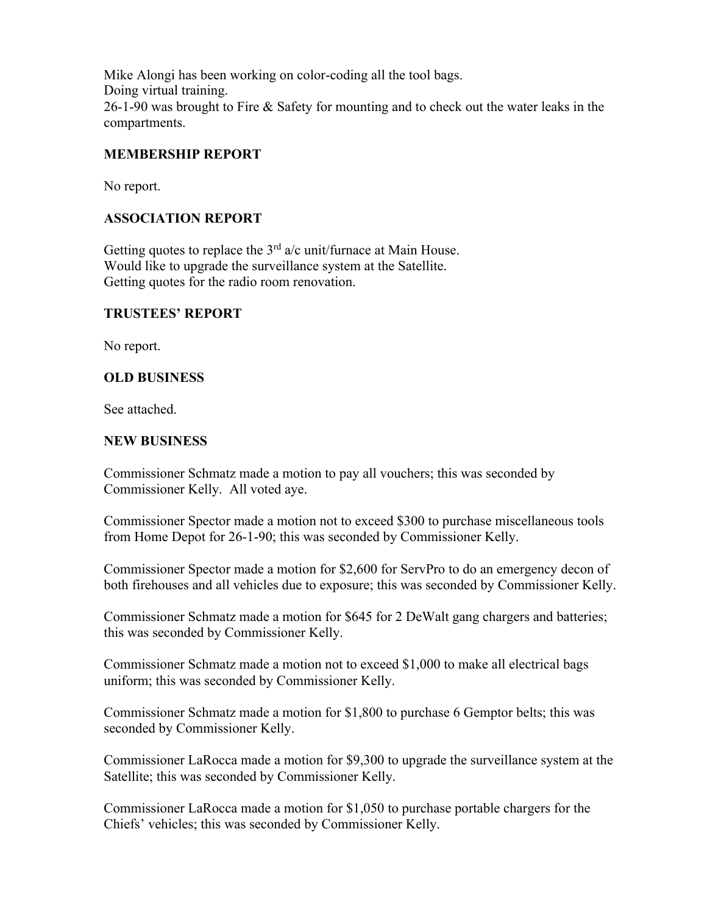Mike Alongi has been working on color-coding all the tool bags.
Doing virtual training.
26-1-90 was brought to Fire & Safety for mounting and to check out the water leaks in the compartments.

### MEMBERSHIP REPORT

No report.

### ASSOCIATION REPORT

Getting quotes to replace the 3rd a/c unit/furnace at Main House.
Would like to upgrade the surveillance system at the Satellite.
Getting quotes for the radio room renovation.

### TRUSTEES' REPORT

No report.

### OLD BUSINESS

See attached.

### NEW BUSINESS

Commissioner Schmatz made a motion to pay all vouchers; this was seconded by Commissioner Kelly. All voted aye.

Commissioner Spector made a motion not to exceed $300 to purchase miscellaneous tools from Home Depot for 26-1-90; this was seconded by Commissioner Kelly.

Commissioner Spector made a motion for $2,600 for ServPro to do an emergency decon of both firehouses and all vehicles due to exposure; this was seconded by Commissioner Kelly.

Commissioner Schmatz made a motion for $645 for 2 DeWalt gang chargers and batteries; this was seconded by Commissioner Kelly.

Commissioner Schmatz made a motion not to exceed $1,000 to make all electrical bags uniform; this was seconded by Commissioner Kelly.

Commissioner Schmatz made a motion for $1,800 to purchase 6 Gemptor belts; this was seconded by Commissioner Kelly.

Commissioner LaRocca made a motion for $9,300 to upgrade the surveillance system at the Satellite; this was seconded by Commissioner Kelly.

Commissioner LaRocca made a motion for $1,050 to purchase portable chargers for the Chiefs' vehicles; this was seconded by Commissioner Kelly.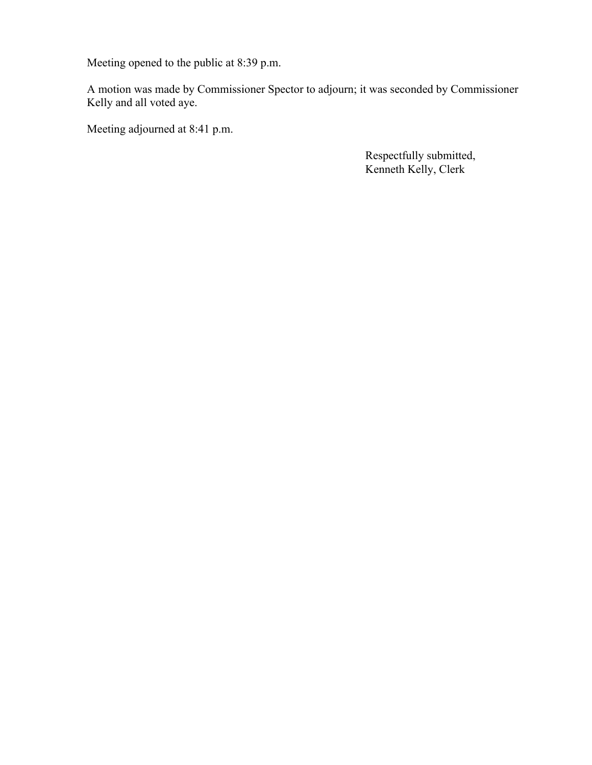Meeting opened to the public at 8:39 p.m.

A motion was made by Commissioner Spector to adjourn; it was seconded by Commissioner Kelly and all voted aye.

Meeting adjourned at 8:41 p.m.

Respectfully submitted,
Kenneth Kelly, Clerk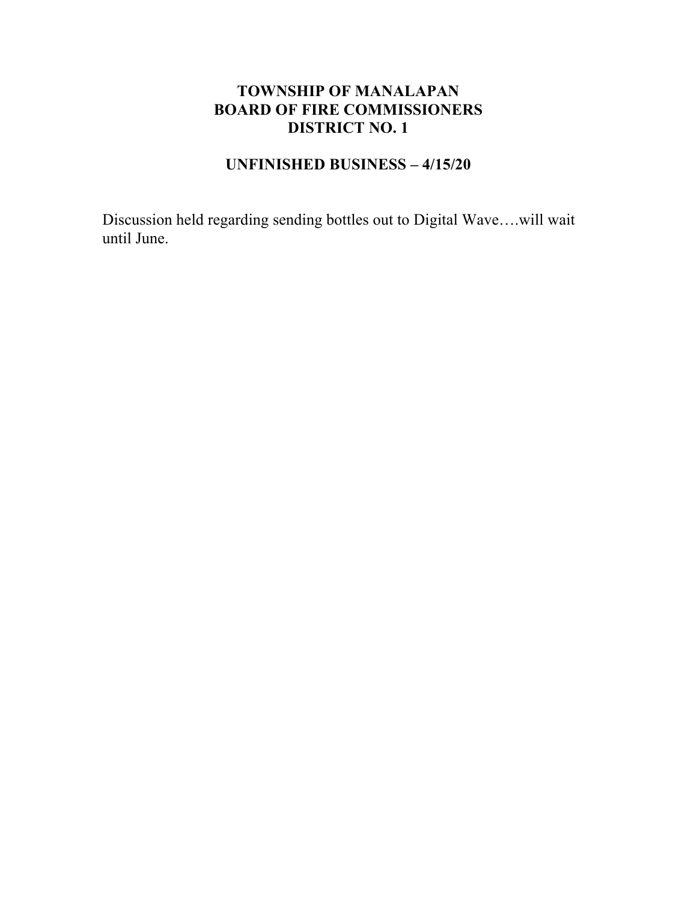# TOWNSHIP OF MANALAPAN
# BOARD OF FIRE COMMISSIONERS
# DISTRICT NO. 1

## UNFINISHED BUSINESS – 4/15/20

Discussion held regarding sending bottles out to Digital Wave….will wait until June.